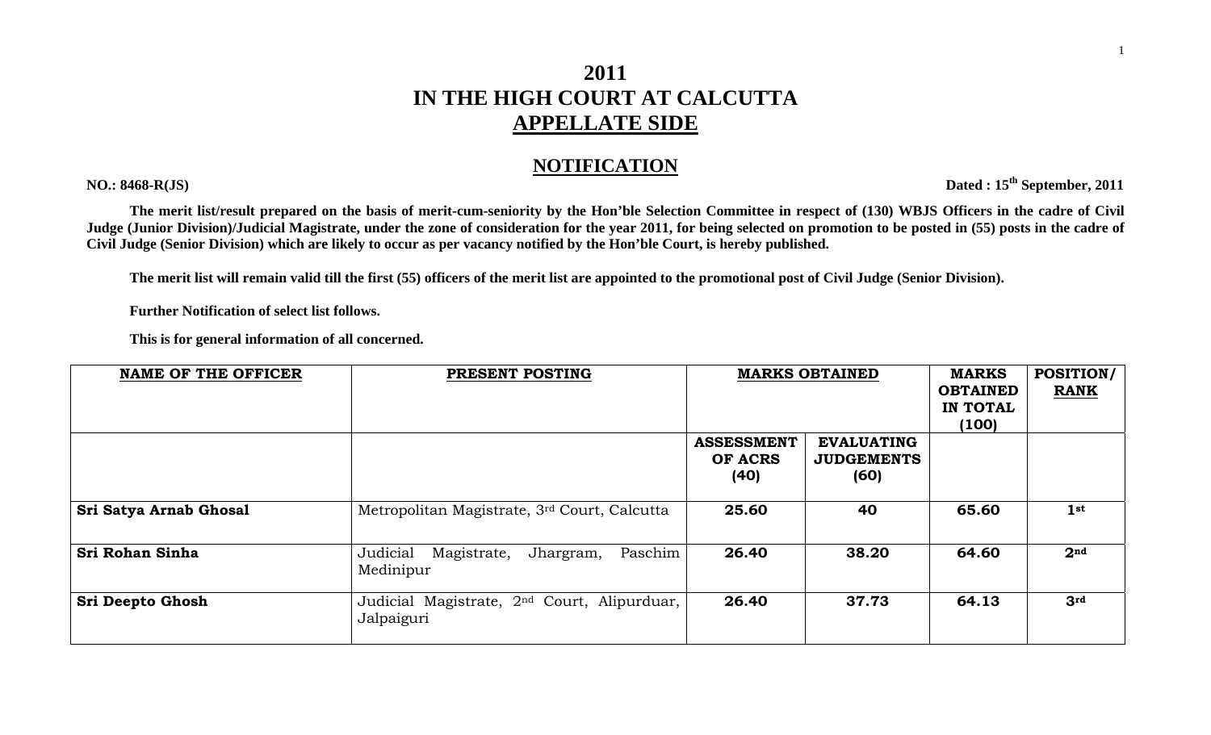# 2011
# IN THE HIGH COURT AT CALCUTTA
# APPELLATE SIDE

## NOTIFICATION

**NO.: 8468-R(JS)** **Dated : 15th September, 2011**

**The merit list/result prepared on the basis of merit-cum-seniority by the Hon'ble Selection Committee in respect of (130) WBJS Officers in the cadre of Civil Judge (Junior Division)/Judicial Magistrate, under the zone of consideration for the year 2011, for being selected on promotion to be posted in (55) posts in the cadre of Civil Judge (Senior Division) which are likely to occur as per vacancy notified by the Hon'ble Court, is hereby published.**

**The merit list will remain valid till the first (55) officers of the merit list are appointed to the promotional post of Civil Judge (Senior Division).**

**Further Notification of select list follows.**

**This is for general information of all concerned.**

| NAME OF THE OFFICER | PRESENT POSTING | MARKS OBTAINED | | MARKS OBTAINED IN TOTAL (100) | POSITION/ RANK |
|---|---|---|---|---|---|
| | | ASSESSMENT OF ACRS (40) | EVALUATING JUDGEMENTS (60) | | |
| **Sri Satya Arnab Ghosal** | Metropolitan Magistrate, 3rd Court, Calcutta | **25.60** | **40** | **65.60** | **1st** |
| **Sri Rohan Sinha** | Judicial Magistrate, Jhargram, Paschim Medinipur | **26.40** | **38.20** | **64.60** | **2nd** |
| **Sri Deepto Ghosh** | Judicial Magistrate, 2nd Court, Alipurduar, Jalpaiguri | **26.40** | **37.73** | **64.13** | **3rd** |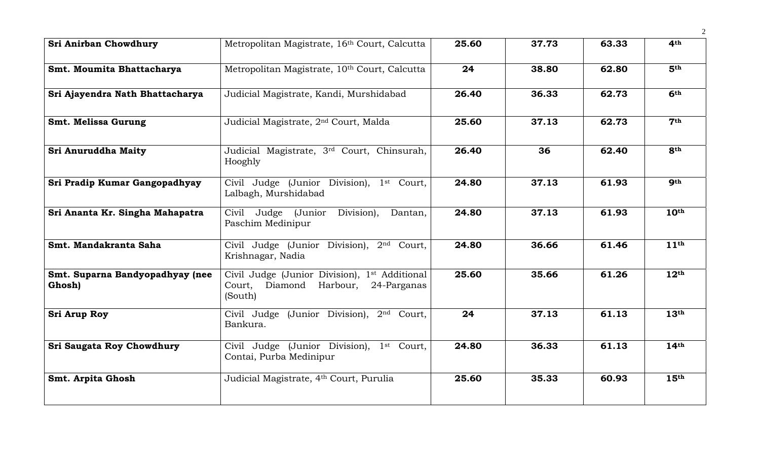| | | | | | |
|---|---|---|---|---|---|
| **Sri Anirban Chowdhury** | Metropolitan Magistrate, 16th Court, Calcutta | **25.60** | **37.73** | **63.33** | **4th** |
| **Smt. Moumita Bhattacharya** | Metropolitan Magistrate, 10th Court, Calcutta | **24** | **38.80** | **62.80** | **5th** |
| **Sri Ajayendra Nath Bhattacharya** | Judicial Magistrate, Kandi, Murshidabad | **26.40** | **36.33** | **62.73** | **6th** |
| **Smt. Melissa Gurung** | Judicial Magistrate, 2nd Court, Malda | **25.60** | **37.13** | **62.73** | **7th** |
| **Sri Anuruddha Maity** | Judicial Magistrate, 3rd Court, Chinsurah, Hooghly | **26.40** | **36** | **62.40** | **8th** |
| **Sri Pradip Kumar Gangopadhyay** | Civil Judge (Junior Division), 1st Court, Lalbagh, Murshidabad | **24.80** | **37.13** | **61.93** | **9th** |
| **Sri Ananta Kr. Singha Mahapatra** | Civil Judge (Junior Division), Dantan, Paschim Medinipur | **24.80** | **37.13** | **61.93** | **10th** |
| **Smt. Mandakranta Saha** | Civil Judge (Junior Division), 2nd Court, Krishnagar, Nadia | **24.80** | **36.66** | **61.46** | **11th** |
| **Smt. Suparna Bandyopadhyay (nee Ghosh)** | Civil Judge (Junior Division), 1st Additional Court, Diamond Harbour, 24-Parganas (South) | **25.60** | **35.66** | **61.26** | **12th** |
| **Sri Arup Roy** | Civil Judge (Junior Division), 2nd Court, Bankura. | **24** | **37.13** | **61.13** | **13th** |
| **Sri Saugata Roy Chowdhury** | Civil Judge (Junior Division), 1st Court, Contai, Purba Medinipur | **24.80** | **36.33** | **61.13** | **14th** |
| **Smt. Arpita Ghosh** | Judicial Magistrate, 4th Court, Purulia | **25.60** | **35.33** | **60.93** | **15th** |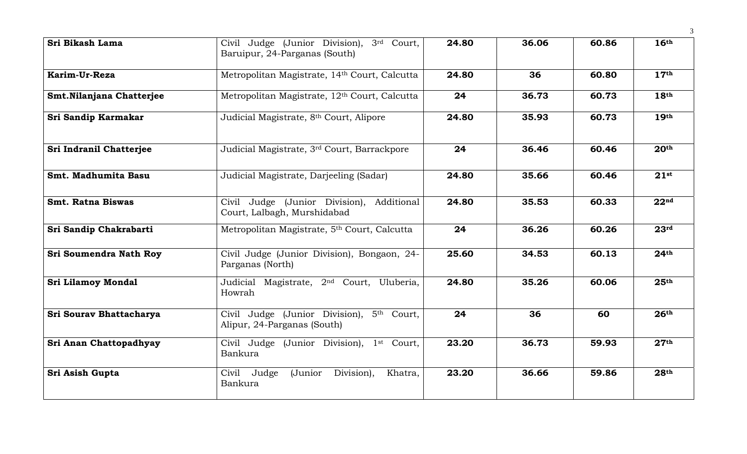| | | | | | |
|---|---|---|---|---|---|
| **Sri Bikash Lama** | Civil Judge (Junior Division), 3rd Court, Baruipur, 24-Parganas (South) | **24.80** | **36.06** | **60.86** | **16th** |
| **Karim-Ur-Reza** | Metropolitan Magistrate, 14th Court, Calcutta | **24.80** | **36** | **60.80** | **17th** |
| **Smt.Nilanjana Chatterjee** | Metropolitan Magistrate, 12th Court, Calcutta | **24** | **36.73** | **60.73** | **18th** |
| **Sri Sandip Karmakar** | Judicial Magistrate, 8th Court, Alipore | **24.80** | **35.93** | **60.73** | **19th** |
| **Sri Indranil Chatterjee** | Judicial Magistrate, 3rd Court, Barrackpore | **24** | **36.46** | **60.46** | **20th** |
| **Smt. Madhumita Basu** | Judicial Magistrate, Darjeeling (Sadar) | **24.80** | **35.66** | **60.46** | **21st** |
| **Smt. Ratna Biswas** | Civil Judge (Junior Division), Additional Court, Lalbagh, Murshidabad | **24.80** | **35.53** | **60.33** | **22nd** |
| **Sri Sandip Chakrabarti** | Metropolitan Magistrate, 5th Court, Calcutta | **24** | **36.26** | **60.26** | **23rd** |
| **Sri Soumendra Nath Roy** | Civil Judge (Junior Division), Bongaon, 24-Parganas (North) | **25.60** | **34.53** | **60.13** | **24th** |
| **Sri Lilamoy Mondal** | Judicial Magistrate, 2nd Court, Uluberia, Howrah | **24.80** | **35.26** | **60.06** | **25th** |
| **Sri Sourav Bhattacharya** | Civil Judge (Junior Division), 5th Court, Alipur, 24-Parganas (South) | **24** | **36** | **60** | **26th** |
| **Sri Anan Chattopadhyay** | Civil Judge (Junior Division), 1st Court, Bankura | **23.20** | **36.73** | **59.93** | **27th** |
| **Sri Asish Gupta** | Civil Judge (Junior Division), Khatra, Bankura | **23.20** | **36.66** | **59.86** | **28th** |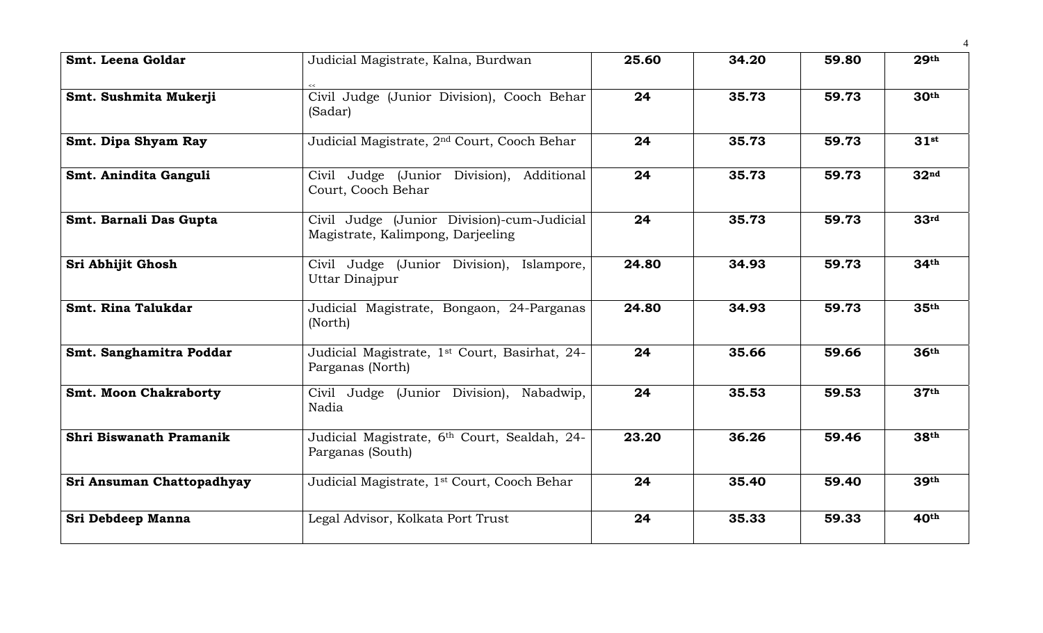| | | | | | |
|---|---|---|---|---|---|
| **Smt. Leena Goldar** | Judicial Magistrate, Kalna, Burdwan | **25.60** | **34.20** | **59.80** | **29th** |
| **Smt. Sushmita Mukerji** | Civil Judge (Junior Division), Cooch Behar (Sadar) | **24** | **35.73** | **59.73** | **30th** |
| **Smt. Dipa Shyam Ray** | Judicial Magistrate, 2nd Court, Cooch Behar | **24** | **35.73** | **59.73** | **31st** |
| **Smt. Anindita Ganguli** | Civil Judge (Junior Division), Additional Court, Cooch Behar | **24** | **35.73** | **59.73** | **32nd** |
| **Smt. Barnali Das Gupta** | Civil Judge (Junior Division)-cum-Judicial Magistrate, Kalimpong, Darjeeling | **24** | **35.73** | **59.73** | **33rd** |
| **Sri Abhijit Ghosh** | Civil Judge (Junior Division), Islampore, Uttar Dinajpur | **24.80** | **34.93** | **59.73** | **34th** |
| **Smt. Rina Talukdar** | Judicial Magistrate, Bongaon, 24-Parganas (North) | **24.80** | **34.93** | **59.73** | **35th** |
| **Smt. Sanghamitra Poddar** | Judicial Magistrate, 1st Court, Basirhat, 24-Parganas (North) | **24** | **35.66** | **59.66** | **36th** |
| **Smt. Moon Chakraborty** | Civil Judge (Junior Division), Nabadwip, Nadia | **24** | **35.53** | **59.53** | **37th** |
| **Shri Biswanath Pramanik** | Judicial Magistrate, 6th Court, Sealdah, 24-Parganas (South) | **23.20** | **36.26** | **59.46** | **38th** |
| **Sri Ansuman Chattopadhyay** | Judicial Magistrate, 1st Court, Cooch Behar | **24** | **35.40** | **59.40** | **39th** |
| **Sri Debdeep Manna** | Legal Advisor, Kolkata Port Trust | **24** | **35.33** | **59.33** | **40th** |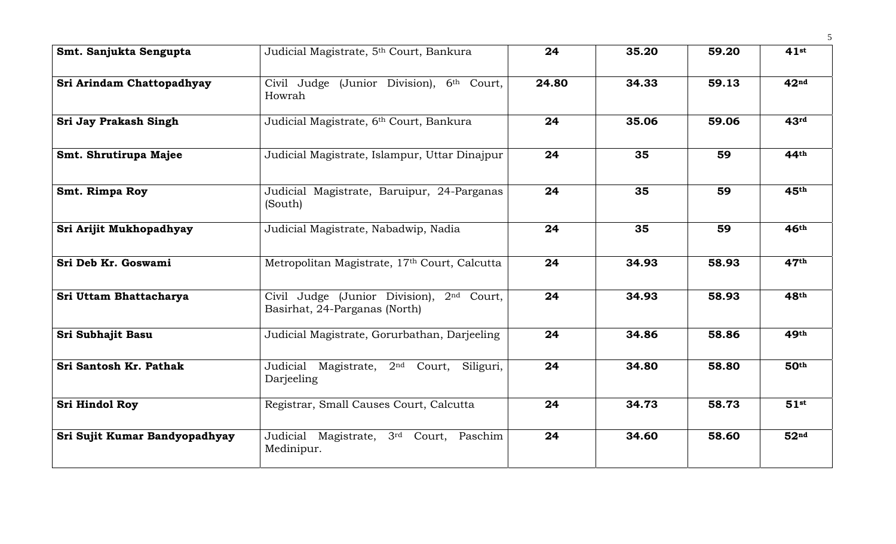| | | | | | |
|---|---|---|---|---|---|
| **Smt. Sanjukta Sengupta** | Judicial Magistrate, 5th Court, Bankura | **24** | **35.20** | **59.20** | **41st** |
| **Sri Arindam Chattopadhyay** | Civil Judge (Junior Division), 6th Court, Howrah | **24.80** | **34.33** | **59.13** | **42nd** |
| **Sri Jay Prakash Singh** | Judicial Magistrate, 6th Court, Bankura | **24** | **35.06** | **59.06** | **43rd** |
| **Smt. Shrutirupa Majee** | Judicial Magistrate, Islampur, Uttar Dinajpur | **24** | **35** | **59** | **44th** |
| **Smt. Rimpa Roy** | Judicial Magistrate, Baruipur, 24-Parganas (South) | **24** | **35** | **59** | **45th** |
| **Sri Arijit Mukhopadhyay** | Judicial Magistrate, Nabadwip, Nadia | **24** | **35** | **59** | **46th** |
| **Sri Deb Kr. Goswami** | Metropolitan Magistrate, 17th Court, Calcutta | **24** | **34.93** | **58.93** | **47th** |
| **Sri Uttam Bhattacharya** | Civil Judge (Junior Division), 2nd Court, Basirhat, 24-Parganas (North) | **24** | **34.93** | **58.93** | **48th** |
| **Sri Subhajit Basu** | Judicial Magistrate, Gorurbathan, Darjeeling | **24** | **34.86** | **58.86** | **49th** |
| **Sri Santosh Kr. Pathak** | Judicial Magistrate, 2nd Court, Siliguri, Darjeeling | **24** | **34.80** | **58.80** | **50th** |
| **Sri Hindol Roy** | Registrar, Small Causes Court, Calcutta | **24** | **34.73** | **58.73** | **51st** |
| **Sri Sujit Kumar Bandyopadhyay** | Judicial Magistrate, 3rd Court, Paschim Medinipur. | **24** | **34.60** | **58.60** | **52nd** |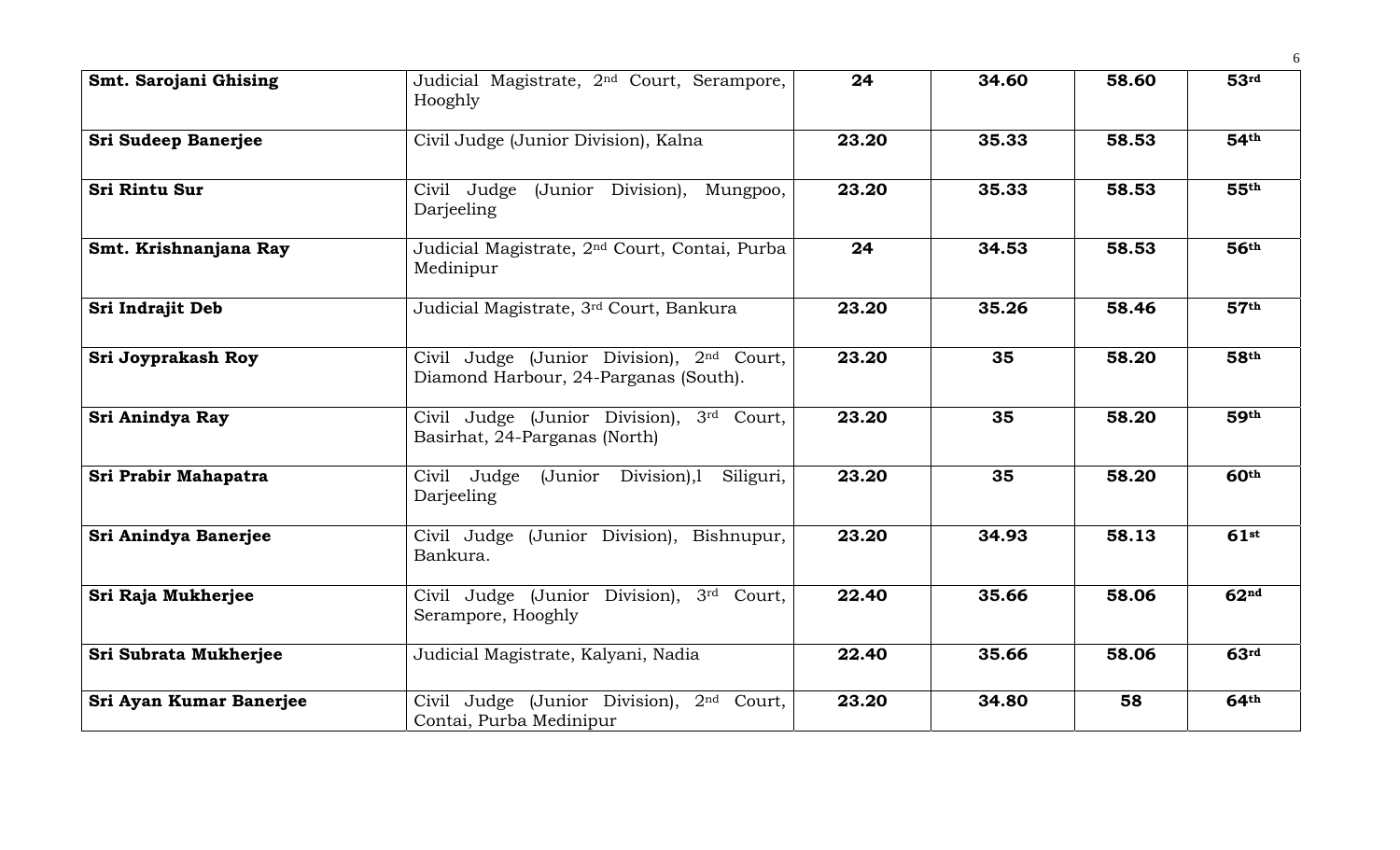| **Smt. Sarojani Ghising** | Judicial Magistrate, 2nd Court, Serampore, Hooghly | **24** | **34.60** | **58.60** | **53rd** |
|---|---|---|---|---|---|
| **Sri Sudeep Banerjee** | Civil Judge (Junior Division), Kalna | **23.20** | **35.33** | **58.53** | **54th** |
| **Sri Rintu Sur** | Civil Judge (Junior Division), Mungpoo, Darjeeling | **23.20** | **35.33** | **58.53** | **55th** |
| **Smt. Krishnanjana Ray** | Judicial Magistrate, 2nd Court, Contai, Purba Medinipur | **24** | **34.53** | **58.53** | **56th** |
| **Sri Indrajit Deb** | Judicial Magistrate, 3rd Court, Bankura | **23.20** | **35.26** | **58.46** | **57th** |
| **Sri Joyprakash Roy** | Civil Judge (Junior Division), 2nd Court, Diamond Harbour, 24-Parganas (South). | **23.20** | **35** | **58.20** | **58th** |
| **Sri Anindya Ray** | Civil Judge (Junior Division), 3rd Court, Basirhat, 24-Parganas (North) | **23.20** | **35** | **58.20** | **59th** |
| **Sri Prabir Mahapatra** | Civil Judge (Junior Division),l Siliguri, Darjeeling | **23.20** | **35** | **58.20** | **60th** |
| **Sri Anindya Banerjee** | Civil Judge (Junior Division), Bishnupur, Bankura. | **23.20** | **34.93** | **58.13** | **61st** |
| **Sri Raja Mukherjee** | Civil Judge (Junior Division), 3rd Court, Serampore, Hooghly | **22.40** | **35.66** | **58.06** | **62nd** |
| **Sri Subrata Mukherjee** | Judicial Magistrate, Kalyani, Nadia | **22.40** | **35.66** | **58.06** | **63rd** |
| **Sri Ayan Kumar Banerjee** | Civil Judge (Junior Division), 2nd Court, Contai, Purba Medinipur | **23.20** | **34.80** | **58** | **64th** |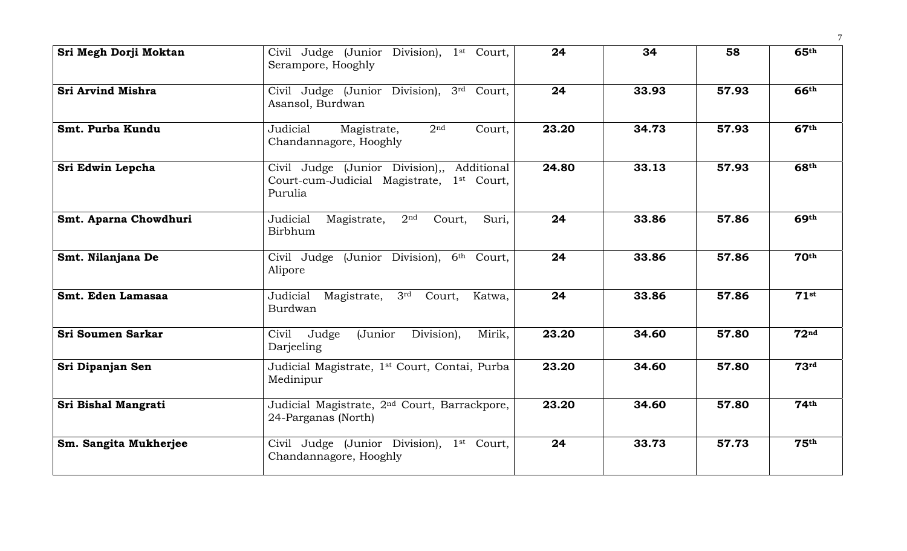| **Sri Megh Dorji Moktan** | Civil Judge (Junior Division), 1st Court, Serampore, Hooghly | **24** | **34** | **58** | **65th** |
|---|---|---|---|---|---|
| **Sri Arvind Mishra** | Civil Judge (Junior Division), 3rd Court, Asansol, Burdwan | **24** | **33.93** | **57.93** | **66th** |
| **Smt. Purba Kundu** | Judicial Magistrate, 2nd Court, Chandannagore, Hooghly | **23.20** | **34.73** | **57.93** | **67th** |
| **Sri Edwin Lepcha** | Civil Judge (Junior Division),, Additional Court-cum-Judicial Magistrate, 1st Court, Purulia | **24.80** | **33.13** | **57.93** | **68th** |
| **Smt. Aparna Chowdhuri** | Judicial Magistrate, 2nd Court, Suri, Birbhum | **24** | **33.86** | **57.86** | **69th** |
| **Smt. Nilanjana De** | Civil Judge (Junior Division), 6th Court, Alipore | **24** | **33.86** | **57.86** | **70th** |
| **Smt. Eden Lamasaa** | Judicial Magistrate, 3rd Court, Katwa, Burdwan | **24** | **33.86** | **57.86** | **71st** |
| **Sri Soumen Sarkar** | Civil Judge (Junior Division), Mirik, Darjeeling | **23.20** | **34.60** | **57.80** | **72nd** |
| **Sri Dipanjan Sen** | Judicial Magistrate, 1st Court, Contai, Purba Medinipur | **23.20** | **34.60** | **57.80** | **73rd** |
| **Sri Bishal Mangrati** | Judicial Magistrate, 2nd Court, Barrackpore, 24-Parganas (North) | **23.20** | **34.60** | **57.80** | **74th** |
| **Sm. Sangita Mukherjee** | Civil Judge (Junior Division), 1st Court, Chandannagore, Hooghly | **24** | **33.73** | **57.73** | **75th** |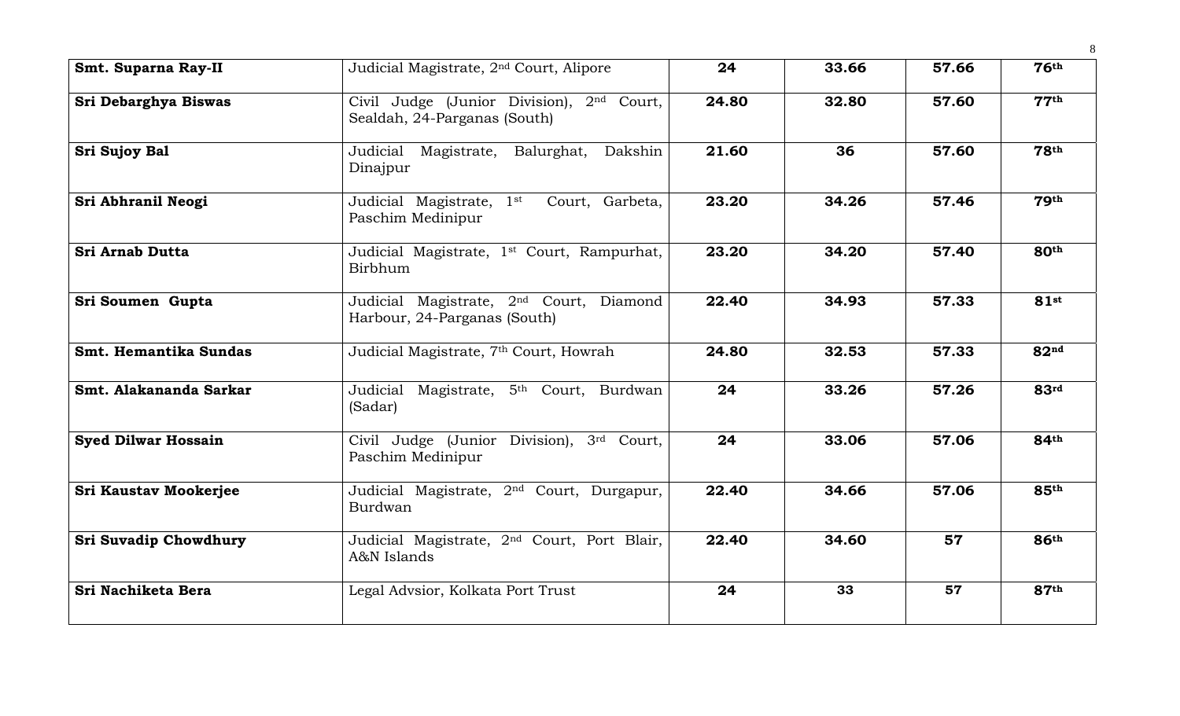| | | | | | |
|---|---|---|---|---|---|
| **Smt. Suparna Ray-II** | Judicial Magistrate, 2nd Court, Alipore | **24** | **33.66** | **57.66** | **76th** |
| **Sri Debarghya Biswas** | Civil Judge (Junior Division), 2nd Court, Sealdah, 24-Parganas (South) | **24.80** | **32.80** | **57.60** | **77th** |
| **Sri Sujoy Bal** | Judicial Magistrate, Balurghat, Dakshin Dinajpur | **21.60** | **36** | **57.60** | **78th** |
| **Sri Abhranil Neogi** | Judicial Magistrate, 1st Court, Garbeta, Paschim Medinipur | **23.20** | **34.26** | **57.46** | **79th** |
| **Sri Arnab Dutta** | Judicial Magistrate, 1st Court, Rampurhat, Birbhum | **23.20** | **34.20** | **57.40** | **80th** |
| **Sri Soumen Gupta** | Judicial Magistrate, 2nd Court, Diamond Harbour, 24-Parganas (South) | **22.40** | **34.93** | **57.33** | **81st** |
| **Smt. Hemantika Sundas** | Judicial Magistrate, 7th Court, Howrah | **24.80** | **32.53** | **57.33** | **82nd** |
| **Smt. Alakananda Sarkar** | Judicial Magistrate, 5th Court, Burdwan (Sadar) | **24** | **33.26** | **57.26** | **83rd** |
| **Syed Dilwar Hossain** | Civil Judge (Junior Division), 3rd Court, Paschim Medinipur | **24** | **33.06** | **57.06** | **84th** |
| **Sri Kaustav Mookerjee** | Judicial Magistrate, 2nd Court, Durgapur, Burdwan | **22.40** | **34.66** | **57.06** | **85th** |
| **Sri Suvadip Chowdhury** | Judicial Magistrate, 2nd Court, Port Blair, A&N Islands | **22.40** | **34.60** | **57** | **86th** |
| **Sri Nachiketa Bera** | Legal Advsior, Kolkata Port Trust | **24** | **33** | **57** | **87th** |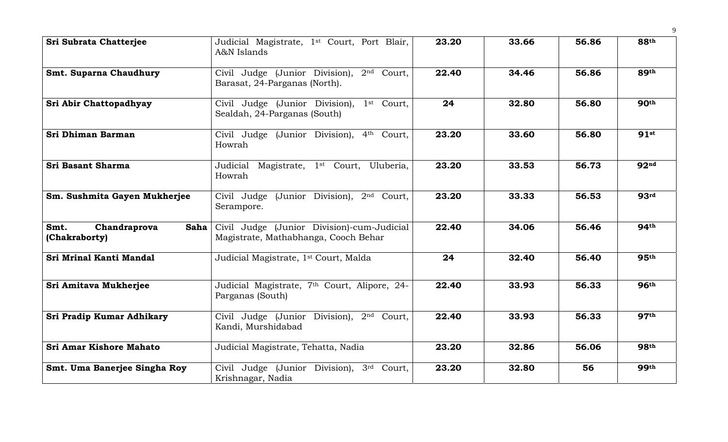| | | | | | |
|---|---|---|---|---|---|
| **Sri Subrata Chatterjee** | Judicial Magistrate, 1st Court, Port Blair, A&N Islands | **23.20** | **33.66** | **56.86** | **88th** |
| **Smt. Suparna Chaudhury** | Civil Judge (Junior Division), 2nd Court, Barasat, 24-Parganas (North). | **22.40** | **34.46** | **56.86** | **89th** |
| **Sri Abir Chattopadhyay** | Civil Judge (Junior Division), 1st Court, Sealdah, 24-Parganas (South) | **24** | **32.80** | **56.80** | **90th** |
| **Sri Dhiman Barman** | Civil Judge (Junior Division), 4th Court, Howrah | **23.20** | **33.60** | **56.80** | **91st** |
| **Sri Basant Sharma** | Judicial Magistrate, 1st Court, Uluberia, Howrah | **23.20** | **33.53** | **56.73** | **92nd** |
| **Sm. Sushmita Gayen Mukherjee** | Civil Judge (Junior Division), 2nd Court, Serampore. | **23.20** | **33.33** | **56.53** | **93rd** |
| **Smt. Chandraprova Saha (Chakraborty)** | Civil Judge (Junior Division)-cum-Judicial Magistrate, Mathabhanga, Cooch Behar | **22.40** | **34.06** | **56.46** | **94th** |
| **Sri Mrinal Kanti Mandal** | Judicial Magistrate, 1st Court, Malda | **24** | **32.40** | **56.40** | **95th** |
| **Sri Amitava Mukherjee** | Judicial Magistrate, 7th Court, Alipore, 24-Parganas (South) | **22.40** | **33.93** | **56.33** | **96th** |
| **Sri Pradip Kumar Adhikary** | Civil Judge (Junior Division), 2nd Court, Kandi, Murshidabad | **22.40** | **33.93** | **56.33** | **97th** |
| **Sri Amar Kishore Mahato** | Judicial Magistrate, Tehatta, Nadia | **23.20** | **32.86** | **56.06** | **98th** |
| **Smt. Uma Banerjee Singha Roy** | Civil Judge (Junior Division), 3rd Court, Krishnagar, Nadia | **23.20** | **32.80** | **56** | **99th** |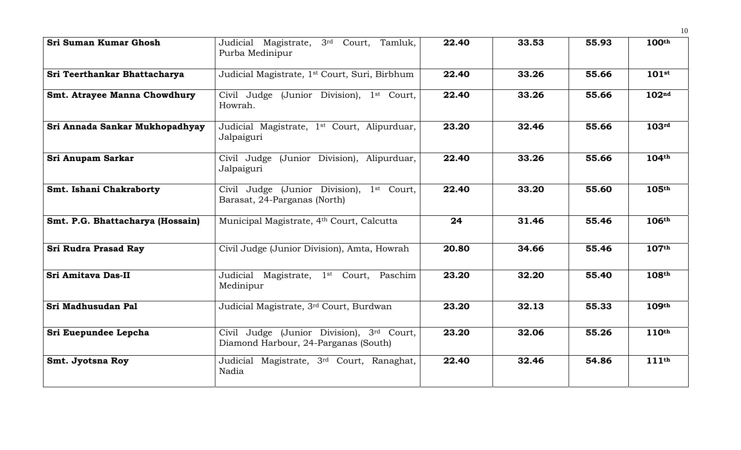| **Sri Suman Kumar Ghosh** | Judicial Magistrate, 3rd Court, Tamluk, Purba Medinipur | **22.40** | **33.53** | **55.93** | **100th** |
|---|---|---|---|---|---|
| **Sri Teerthankar Bhattacharya** | Judicial Magistrate, 1st Court, Suri, Birbhum | **22.40** | **33.26** | **55.66** | **101st** |
| **Smt. Atrayee Manna Chowdhury** | Civil Judge (Junior Division), 1st Court, Howrah. | **22.40** | **33.26** | **55.66** | **102nd** |
| **Sri Annada Sankar Mukhopadhyay** | Judicial Magistrate, 1st Court, Alipurduar, Jalpaiguri | **23.20** | **32.46** | **55.66** | **103rd** |
| **Sri Anupam Sarkar** | Civil Judge (Junior Division), Alipurduar, Jalpaiguri | **22.40** | **33.26** | **55.66** | **104th** |
| **Smt. Ishani Chakraborty** | Civil Judge (Junior Division), 1st Court, Barasat, 24-Parganas (North) | **22.40** | **33.20** | **55.60** | **105th** |
| **Smt. P.G. Bhattacharya (Hossain)** | Municipal Magistrate, 4th Court, Calcutta | **24** | **31.46** | **55.46** | **106th** |
| **Sri Rudra Prasad Ray** | Civil Judge (Junior Division), Amta, Howrah | **20.80** | **34.66** | **55.46** | **107th** |
| **Sri Amitava Das-II** | Judicial Magistrate, 1st Court, Paschim Medinipur | **23.20** | **32.20** | **55.40** | **108th** |
| **Sri Madhusudan Pal** | Judicial Magistrate, 3rd Court, Burdwan | **23.20** | **32.13** | **55.33** | **109th** |
| **Sri Euepundee Lepcha** | Civil Judge (Junior Division), 3rd Court, Diamond Harbour, 24-Parganas (South) | **23.20** | **32.06** | **55.26** | **110th** |
| **Smt. Jyotsna Roy** | Judicial Magistrate, 3rd Court, Ranaghat, Nadia | **22.40** | **32.46** | **54.86** | **111th** |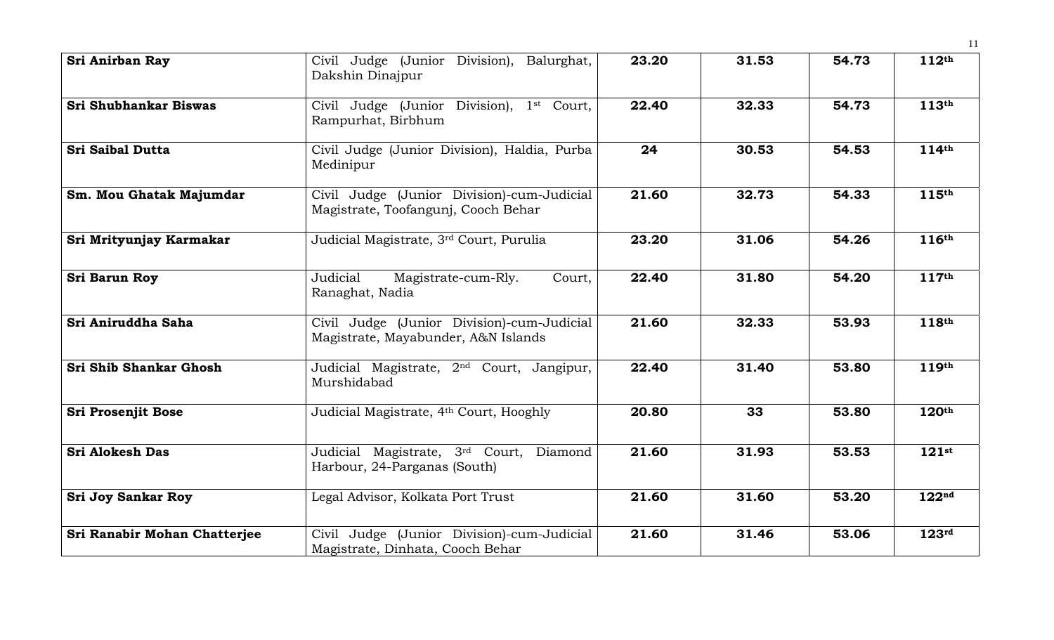| | | | | | |
|---|---|---|---|---|---|
| **Sri Anirban Ray** | Civil Judge (Junior Division), Balurghat, Dakshin Dinajpur | **23.20** | **31.53** | **54.73** | **112th** |
| **Sri Shubhankar Biswas** | Civil Judge (Junior Division), 1st Court, Rampurhat, Birbhum | **22.40** | **32.33** | **54.73** | **113th** |
| **Sri Saibal Dutta** | Civil Judge (Junior Division), Haldia, Purba Medinipur | **24** | **30.53** | **54.53** | **114th** |
| **Sm. Mou Ghatak Majumdar** | Civil Judge (Junior Division)-cum-Judicial Magistrate, Toofangunj, Cooch Behar | **21.60** | **32.73** | **54.33** | **115th** |
| **Sri Mrityunjay Karmakar** | Judicial Magistrate, 3rd Court, Purulia | **23.20** | **31.06** | **54.26** | **116th** |
| **Sri Barun Roy** | Judicial Magistrate-cum-Rly. Court, Ranaghat, Nadia | **22.40** | **31.80** | **54.20** | **117th** |
| **Sri Aniruddha Saha** | Civil Judge (Junior Division)-cum-Judicial Magistrate, Mayabunder, A&N Islands | **21.60** | **32.33** | **53.93** | **118th** |
| **Sri Shib Shankar Ghosh** | Judicial Magistrate, 2nd Court, Jangipur, Murshidabad | **22.40** | **31.40** | **53.80** | **119th** |
| **Sri Prosenjit Bose** | Judicial Magistrate, 4th Court, Hooghly | **20.80** | **33** | **53.80** | **120th** |
| **Sri Alokesh Das** | Judicial Magistrate, 3rd Court, Diamond Harbour, 24-Parganas (South) | **21.60** | **31.93** | **53.53** | **121st** |
| **Sri Joy Sankar Roy** | Legal Advisor, Kolkata Port Trust | **21.60** | **31.60** | **53.20** | **122nd** |
| **Sri Ranabir Mohan Chatterjee** | Civil Judge (Junior Division)-cum-Judicial Magistrate, Dinhata, Cooch Behar | **21.60** | **31.46** | **53.06** | **123rd** |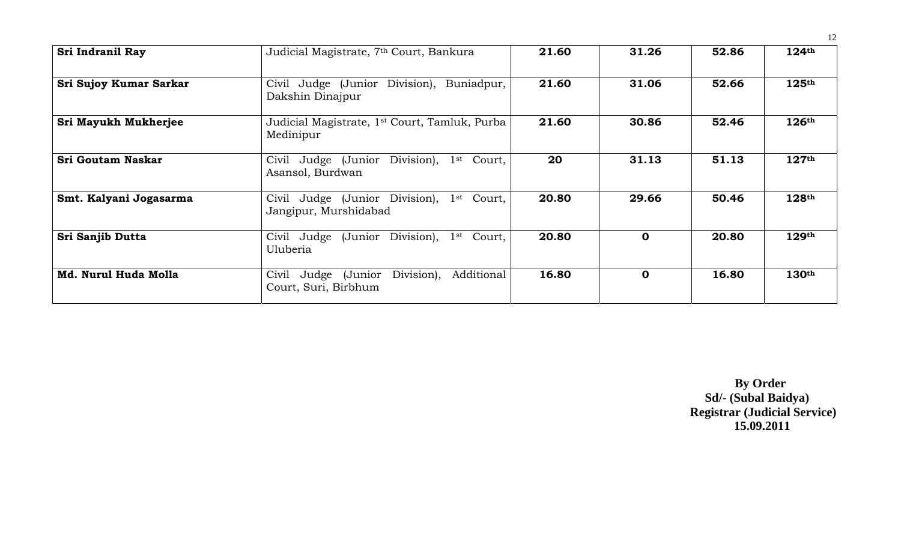| | | | | | |
|---|---|---|---|---|---|
| **Sri Indranil Ray** | Judicial Magistrate, 7th Court, Bankura | **21.60** | **31.26** | **52.86** | **124th** |
| **Sri Sujoy Kumar Sarkar** | Civil Judge (Junior Division), Buniadpur, Dakshin Dinajpur | **21.60** | **31.06** | **52.66** | **125th** |
| **Sri Mayukh Mukherjee** | Judicial Magistrate, 1st Court, Tamluk, Purba Medinipur | **21.60** | **30.86** | **52.46** | **126th** |
| **Sri Goutam Naskar** | Civil Judge (Junior Division), 1st Court, Asansol, Burdwan | **20** | **31.13** | **51.13** | **127th** |
| **Smt. Kalyani Jogasarma** | Civil Judge (Junior Division), 1st Court, Jangipur, Murshidabad | **20.80** | **29.66** | **50.46** | **128th** |
| **Sri Sanjib Dutta** | Civil Judge (Junior Division), 1st Court, Uluberia | **20.80** | **0** | **20.80** | **129th** |
| **Md. Nurul Huda Molla** | Civil Judge (Junior Division), Additional Court, Suri, Birbhum | **16.80** | **0** | **16.80** | **130th** |

**By Order**
**Sd/- (Subal Baidya)**
**Registrar (Judicial Service)**
**15.09.2011**